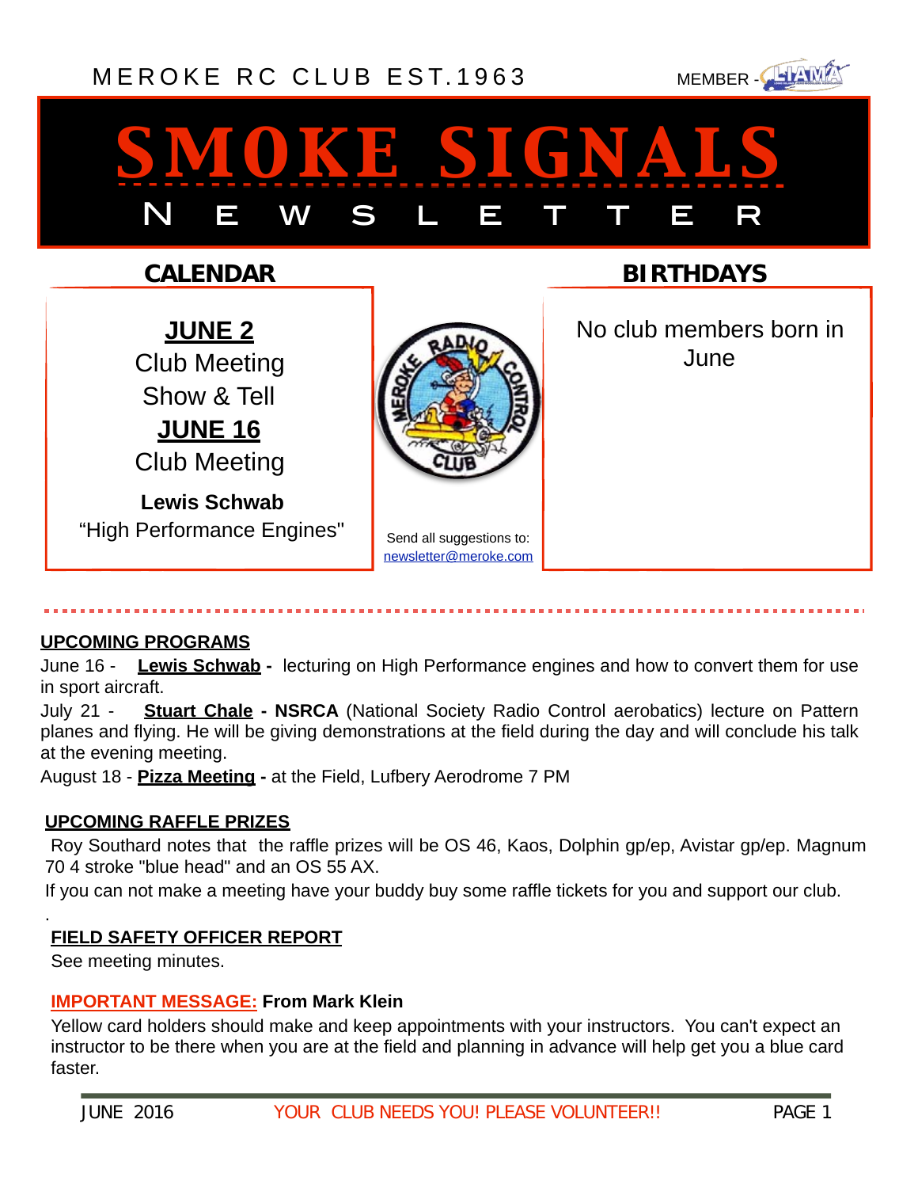MEROKE RC CLUB EST.1963

MEMBER - LIAMA

# SMOKE SIGNALS

## NEWSLETTER

### CALENDAR

**JUNE 2**
Club Meeting
Show & Tell

**JUNE 16**
Club Meeting

**Lewis Schwab**
"High Performance Engines"

Send all suggestions to: newsletter@meroke.com

### BIRTHDAYS

No club members born in June

---

**UPCOMING PROGRAMS**

June 16 - **Lewis Schwab** - lecturing on High Performance engines and how to convert them for use in sport aircraft.

July 21 - **Stuart Chale** - **NSRCA** (National Society Radio Control aerobatics) lecture on Pattern planes and flying. He will be giving demonstrations at the field during the day and will conclude his talk at the evening meeting.

August 18 - **Pizza Meeting** - at the Field, Lufbery Aerodrome 7 PM

**UPCOMING RAFFLE PRIZES**

Roy Southard notes that the raffle prizes will be OS 46, Kaos, Dolphin gp/ep, Avistar gp/ep. Magnum 70 4 stroke "blue head" and an OS 55 AX.

If you can not make a meeting have your buddy buy some raffle tickets for you and support our club.

**FIELD SAFETY OFFICER REPORT**

See meeting minutes.

**IMPORTANT MESSAGE: From Mark Klein**

Yellow card holders should make and keep appointments with your instructors. You can't expect an instructor to be there when you are at the field and planning in advance will help get you a blue card faster.

JUNE 2016 YOUR CLUB NEEDS YOU! PLEASE VOLUNTEER!!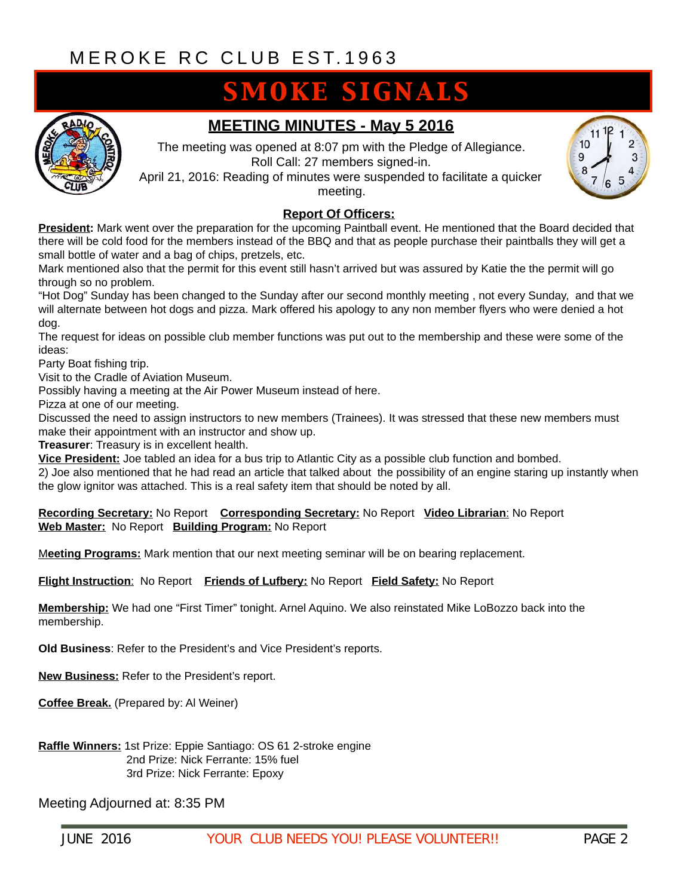MEROKE RC CLUB EST.1963

# SMOKE SIGNALS

## MEETING MINUTES - May 5 2016

The meeting was opened at 8:07 pm with the Pledge of Allegiance.
Roll Call: 27 members signed-in.
April 21, 2016: Reading of minutes were suspended to facilitate a quicker meeting.

### Report Of Officers:

**President:** Mark went over the preparation for the upcoming Paintball event. He mentioned that the Board decided that there will be cold food for the members instead of the BBQ and that as people purchase their paintballs they will get a small bottle of water and a bag of chips, pretzels, etc.

Mark mentioned also that the permit for this event still hasn't arrived but was assured by Katie the the permit will go through so no problem.

"Hot Dog" Sunday has been changed to the Sunday after our second monthly meeting , not every Sunday, and that we will alternate between hot dogs and pizza. Mark offered his apology to any non member flyers who were denied a hot dog.

The request for ideas on possible club member functions was put out to the membership and these were some of the ideas:

Party Boat fishing trip.
Visit to the Cradle of Aviation Museum.
Possibly having a meeting at the Air Power Museum instead of here.
Pizza at one of our meeting.

Discussed the need to assign instructors to new members (Trainees). It was stressed that these new members must make their appointment with an instructor and show up.

**Treasurer**: Treasury is in excellent health.

**Vice President:** Joe tabled an idea for a bus trip to Atlantic City as a possible club function and bombed.
2) Joe also mentioned that he had read an article that talked about the possibility of an engine staring up instantly when the glow ignitor was attached. This is a real safety item that should be noted by all.

**Recording Secretary:** No Report **Corresponding Secretary:** No Report **Video Librarian**: No Report
**Web Master:** No Report **Building Program:** No Report

**Meeting Programs:** Mark mention that our next meeting seminar will be on bearing replacement.

**Flight Instruction**: No Report **Friends of Lufbery:** No Report **Field Safety:** No Report

**Membership:** We had one "First Timer" tonight. Arnel Aquino. We also reinstated Mike LoBozzo back into the membership.

**Old Business**: Refer to the President's and Vice President's reports.

**New Business:** Refer to the President's report.

**Coffee Break.** (Prepared by: Al Weiner)

**Raffle Winners:** 1st Prize: Eppie Santiago: OS 61 2-stroke engine
2nd Prize: Nick Ferrante: 15% fuel
3rd Prize: Nick Ferrante: Epoxy

Meeting Adjourned at: 8:35 PM

YOUR CLUB NEEDS YOU! PLEASE VOLUNTEER!!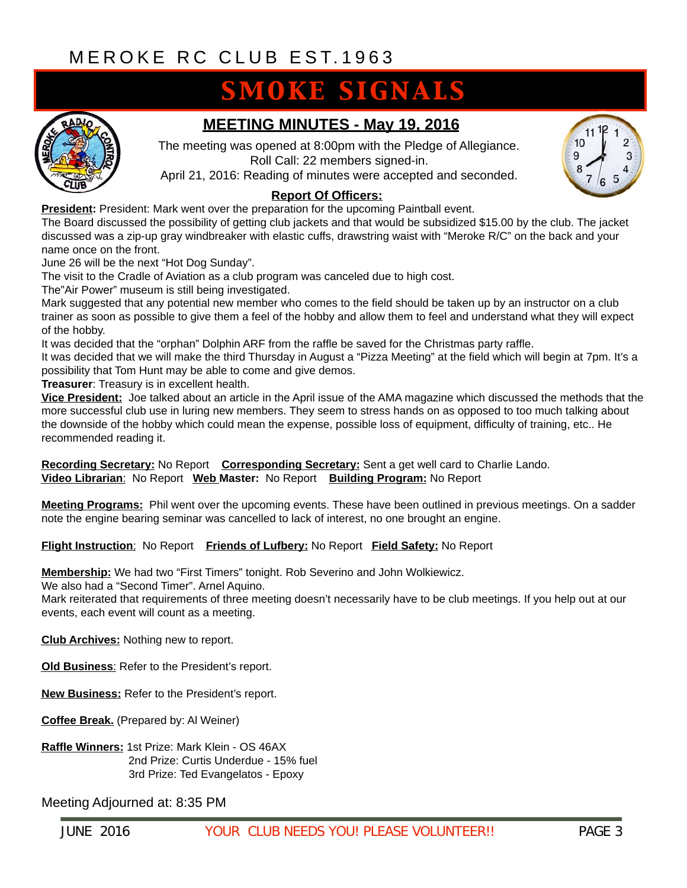MEROKE RC CLUB EST.1963

# SMOKE SIGNALS

## MEETING MINUTES - May 19, 2016

The meeting was opened at 8:00pm with the Pledge of Allegiance.
Roll Call: 22 members signed-in.
April 21, 2016: Reading of minutes were accepted and seconded.

### Report Of Officers:

**President:** President: Mark went over the preparation for the upcoming Paintball event.
The Board discussed the possibility of getting club jackets and that would be subsidized $15.00 by the club. The jacket discussed was a zip-up gray windbreaker with elastic cuffs, drawstring waist with "Meroke R/C" on the back and your name once on the front.
June 26 will be the next "Hot Dog Sunday".
The visit to the Cradle of Aviation as a club program was canceled due to high cost.
The"Air Power" museum is still being investigated.
Mark suggested that any potential new member who comes to the field should be taken up by an instructor on a club trainer as soon as possible to give them a feel of the hobby and allow them to feel and understand what they will expect of the hobby.
It was decided that the "orphan" Dolphin ARF from the raffle be saved for the Christmas party raffle.
It was decided that we will make the third Thursday in August a "Pizza Meeting" at the field which will begin at 7pm. It's a possibility that Tom Hunt may be able to come and give demos.
**Treasurer**: Treasury is in excellent health.
**Vice President:** Joe talked about an article in the April issue of the AMA magazine which discussed the methods that the more successful club use in luring new members. They seem to stress hands on as opposed to too much talking about the downside of the hobby which could mean the expense, possible loss of equipment, difficulty of training, etc.. He recommended reading it.

**Recording Secretary:** No Report **Corresponding Secretary:** Sent a get well card to Charlie Lando.
**Video Librarian**: No Report **Web Master:** No Report **Building Program:** No Report

**Meeting Programs:** Phil went over the upcoming events. These have been outlined in previous meetings. On a sadder note the engine bearing seminar was cancelled to lack of interest, no one brought an engine.

**Flight Instruction**: No Report **Friends of Lufbery:** No Report **Field Safety:** No Report

**Membership:** We had two "First Timers" tonight. Rob Severino and John Wolkiewicz.
We also had a "Second Timer". Arnel Aquino.
Mark reiterated that requirements of three meeting doesn't necessarily have to be club meetings. If you help out at our events, each event will count as a meeting.

**Club Archives:** Nothing new to report.

**Old Business**: Refer to the President's report.

**New Business:** Refer to the President's report.

**Coffee Break.** (Prepared by: Al Weiner)

**Raffle Winners:** 1st Prize: Mark Klein - OS 46AX
2nd Prize: Curtis Underdue - 15% fuel
3rd Prize: Ted Evangelatos - Epoxy

Meeting Adjourned at: 8:35 PM

YOUR CLUB NEEDS YOU! PLEASE VOLUNTEER!!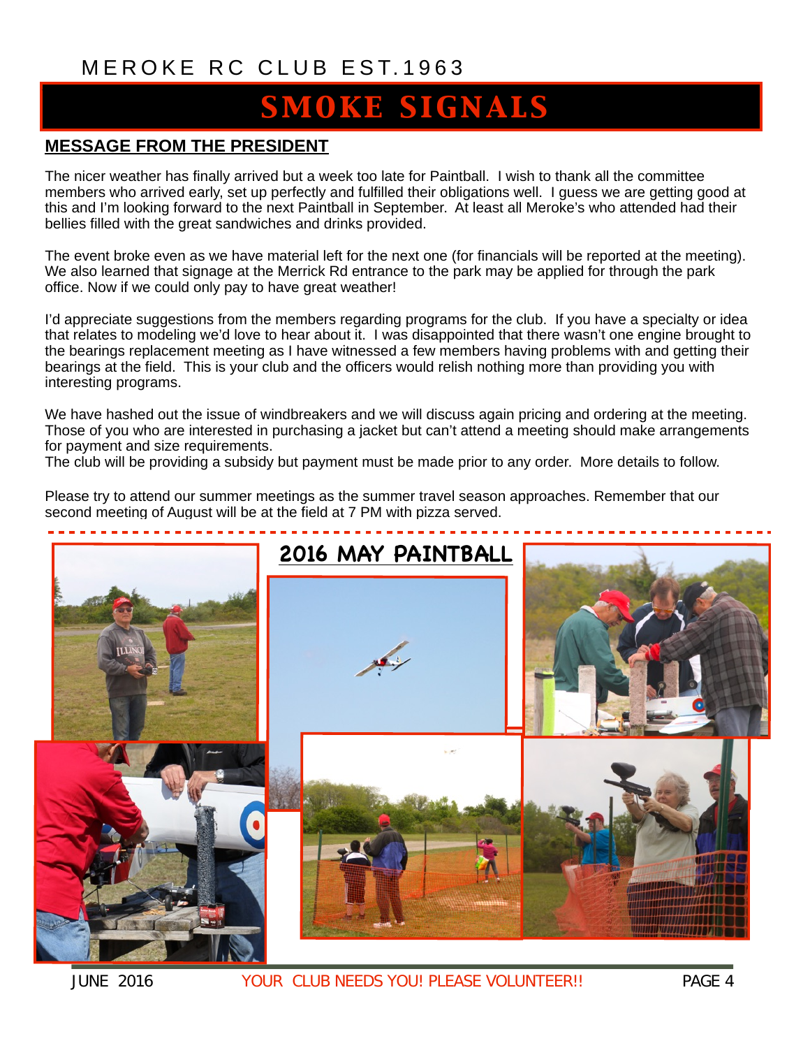MEROKE RC CLUB EST.1963

# SMOKE SIGNALS

## MESSAGE FROM THE PRESIDENT

The nicer weather has finally arrived but a week too late for Paintball. I wish to thank all the committee members who arrived early, set up perfectly and fulfilled their obligations well. I guess we are getting good at this and I'm looking forward to the next Paintball in September. At least all Meroke's who attended had their bellies filled with the great sandwiches and drinks provided.

The event broke even as we have material left for the next one (for financials will be reported at the meeting). We also learned that signage at the Merrick Rd entrance to the park may be applied for through the park office. Now if we could only pay to have great weather!

I'd appreciate suggestions from the members regarding programs for the club. If you have a specialty or idea that relates to modeling we'd love to hear about it. I was disappointed that there wasn't one engine brought to the bearings replacement meeting as I have witnessed a few members having problems with and getting their bearings at the field. This is your club and the officers would relish nothing more than providing you with interesting programs.

We have hashed out the issue of windbreakers and we will discuss again pricing and ordering at the meeting. Those of you who are interested in purchasing a jacket but can't attend a meeting should make arrangements for payment and size requirements.
The club will be providing a subsidy but payment must be made prior to any order. More details to follow.

Please try to attend our summer meetings as the summer travel season approaches. Remember that our second meeting of August will be at the field at 7 PM with pizza served.

## 2016 MAY PAINTBALL

YOUR CLUB NEEDS YOU! PLEASE VOLUNTEER!!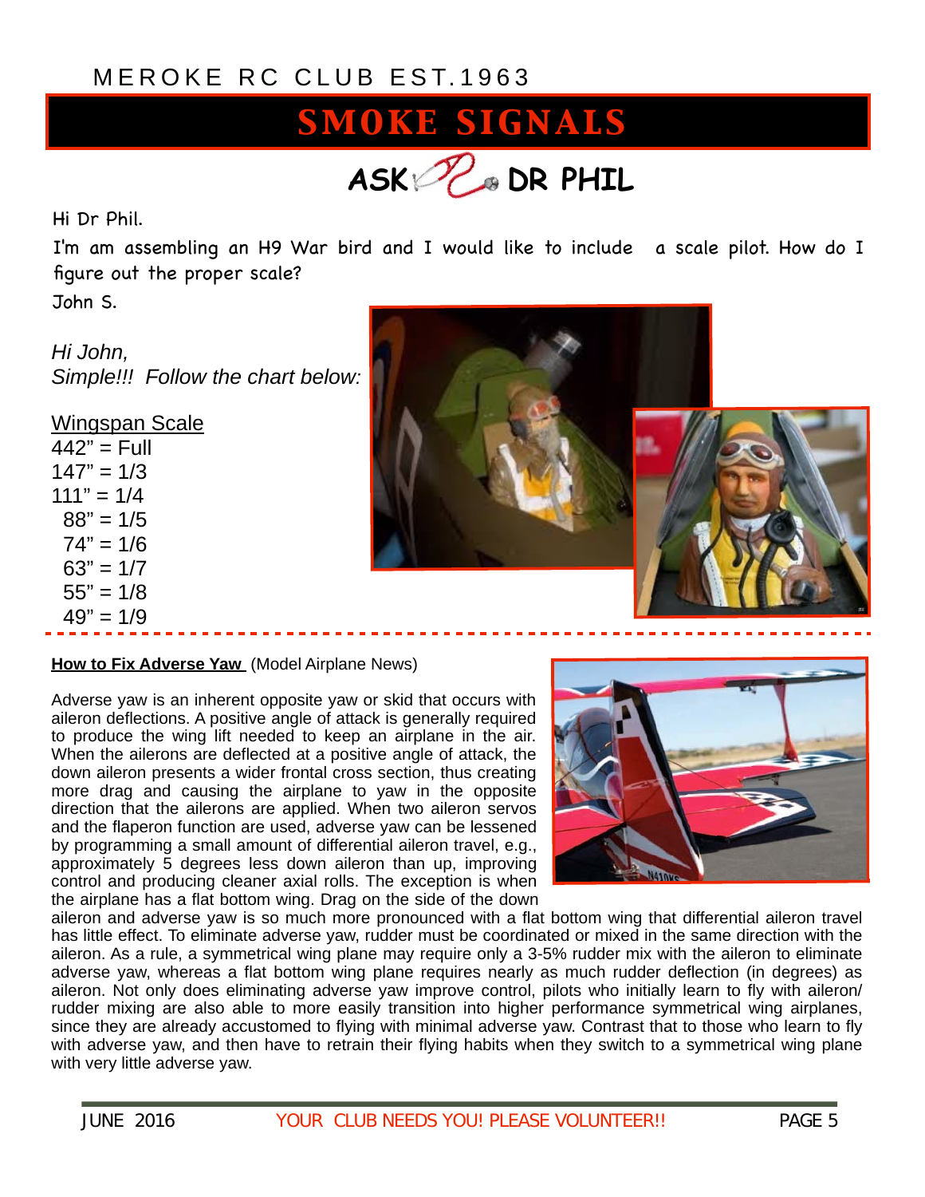MEROKE RC CLUB EST.1963

# SMOKE SIGNALS

## ASK DR PHIL

Hi Dr Phil.

I'm am assembling an H9 War bird and I would like to include a scale pilot. How do I figure out the proper scale?

John S.

*Hi John,*
*Simple!!! Follow the chart below:*

Wingspan Scale

442" = Full
147" = 1/3
111" = 1/4
88" = 1/5
74" = 1/6
63" = 1/7
55" = 1/8
49" = 1/9

---

**How to Fix Adverse Yaw** (Model Airplane News)

Adverse yaw is an inherent opposite yaw or skid that occurs with aileron deflections. A positive angle of attack is generally required to produce the wing lift needed to keep an airplane in the air. When the ailerons are deflected at a positive angle of attack, the down aileron presents a wider frontal cross section, thus creating more drag and causing the airplane to yaw in the opposite direction that the ailerons are applied. When two aileron servos and the flaperon function are used, adverse yaw can be lessened by programming a small amount of differential aileron travel, e.g., approximately 5 degrees less down aileron than up, improving control and producing cleaner axial rolls. The exception is when the airplane has a flat bottom wing. Drag on the side of the down aileron and adverse yaw is so much more pronounced with a flat bottom wing that differential aileron travel has little effect. To eliminate adverse yaw, rudder must be coordinated or mixed in the same direction with the aileron. As a rule, a symmetrical wing plane may require only a 3-5% rudder mix with the aileron to eliminate adverse yaw, whereas a flat bottom wing plane requires nearly as much rudder deflection (in degrees) as aileron. Not only does eliminating adverse yaw improve control, pilots who initially learn to fly with aileron/rudder mixing are also able to more easily transition into higher performance symmetrical wing airplanes, since they are already accustomed to flying with minimal adverse yaw. Contrast that to those who learn to fly with adverse yaw, and then have to retrain their flying habits when they switch to a symmetrical wing plane with very little adverse yaw.

YOUR CLUB NEEDS YOU! PLEASE VOLUNTEER!!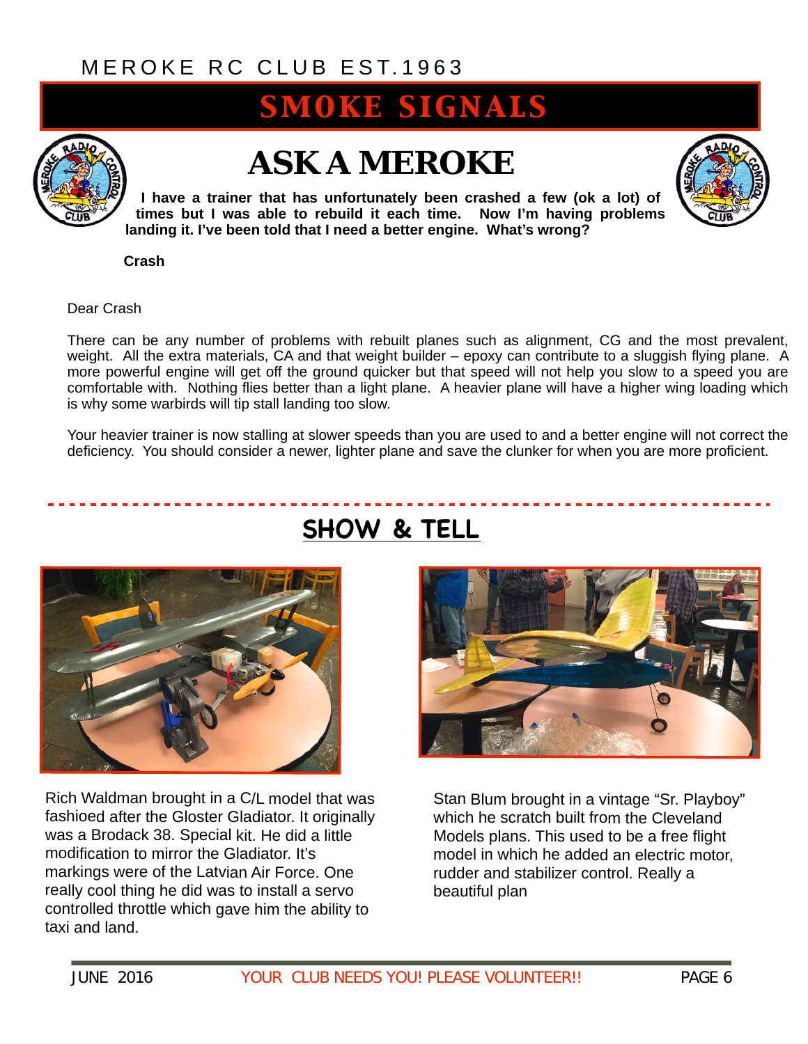# ASK A MEROKE

**I have a trainer that has unfortunately been crashed a few (ok a lot) of times but I was able to rebuild it each time. Now I'm having problems landing it. I've been told that I need a better engine. What's wrong?**

**Crash**

Dear Crash

There can be any number of problems with rebuilt planes such as alignment, CG and the most prevalent, weight. All the extra materials, CA and that weight builder – epoxy can contribute to a sluggish flying plane. A more powerful engine will get off the ground quicker but that speed will not help you slow to a speed you are comfortable with. Nothing flies better than a light plane. A heavier plane will have a higher wing loading which is why some warbirds will tip stall landing too slow.

Your heavier trainer is now stalling at slower speeds than you are used to and a better engine will not correct the deficiency. You should consider a newer, lighter plane and save the clunker for when you are more proficient.

## SHOW & TELL

Rich Waldman brought in a C/L model that was fashioed after the Gloster Gladiator. It originally was a Brodack 38. Special kit. He did a little modification to mirror the Gladiator. It's markings were of the Latvian Air Force. One really cool thing he did was to install a servo controlled throttle which gave him the ability to taxi and land.

Stan Blum brought in a vintage "Sr. Playboy" which he scratch built from the Cleveland Models plans. This used to be a free flight model in which he added an electric motor, rudder and stabilizer control. Really a beautiful plan

YOUR CLUB NEEDS YOU! PLEASE VOLUNTEER!!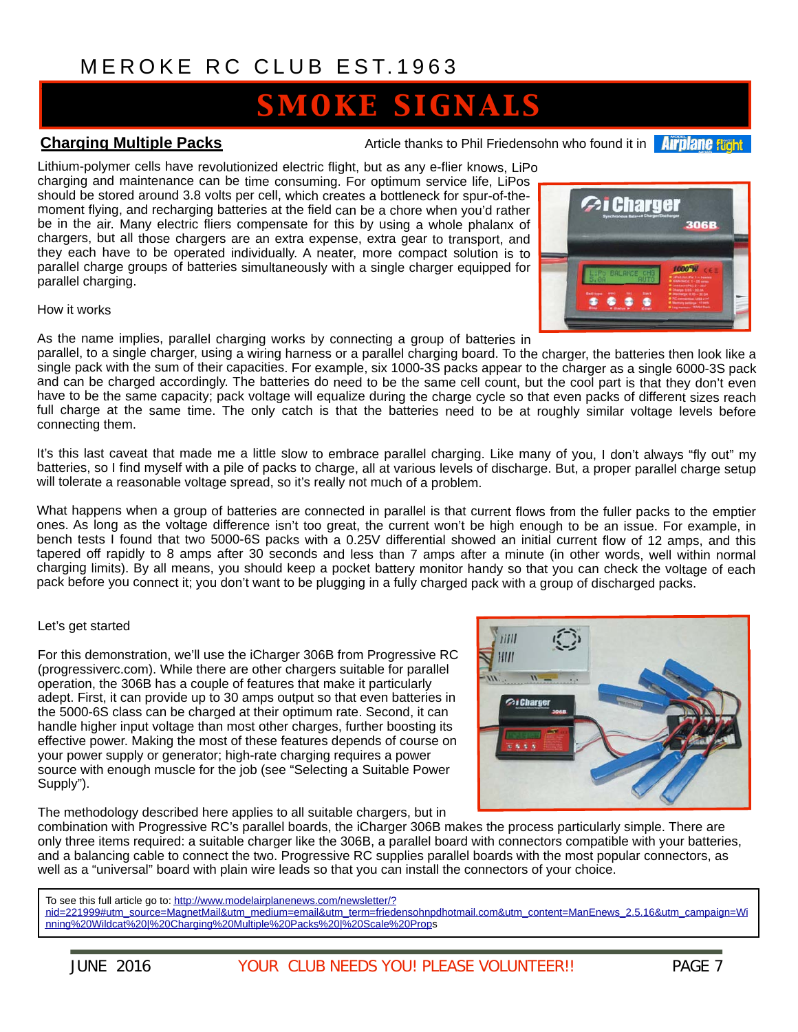# MEROKE RC CLUB EST.1963

# SMOKE SIGNALS

## Charging Multiple Packs

Article thanks to Phil Friedensohn who found it in Airplane flight

Lithium-polymer cells have revolutionized electric flight, but as any e-flier knows, LiPo charging and maintenance can be time consuming. For optimum service life, LiPos should be stored around 3.8 volts per cell, which creates a bottleneck for spur-of-the-moment flying, and recharging batteries at the field can be a chore when you'd rather be in the air. Many electric fliers compensate for this by using a whole phalanx of chargers, but all those chargers are an extra expense, extra gear to transport, and they each have to be operated individually. A neater, more compact solution is to parallel charge groups of batteries simultaneously with a single charger equipped for parallel charging.

How it works

As the name implies, parallel charging works by connecting a group of batteries in parallel, to a single charger, using a wiring harness or a parallel charging board. To the charger, the batteries then look like a single pack with the sum of their capacities. For example, six 1000-3S packs appear to the charger as a single 6000-3S pack and can be charged accordingly. The batteries do need to be the same cell count, but the cool part is that they don't even have to be the same capacity; pack voltage will equalize during the charge cycle so that even packs of different sizes reach full charge at the same time. The only catch is that the batteries need to be at roughly similar voltage levels before connecting them.

It's this last caveat that made me a little slow to embrace parallel charging. Like many of you, I don't always "fly out" my batteries, so I find myself with a pile of packs to charge, all at various levels of discharge. But, a proper parallel charge setup will tolerate a reasonable voltage spread, so it's really not much of a problem.

What happens when a group of batteries are connected in parallel is that current flows from the fuller packs to the emptier ones. As long as the voltage difference isn't too great, the current won't be high enough to be an issue. For example, in bench tests I found that two 5000-6S packs with a 0.25V differential showed an initial current flow of 12 amps, and this tapered off rapidly to 8 amps after 30 seconds and less than 7 amps after a minute (in other words, well within normal charging limits). By all means, you should keep a pocket battery monitor handy so that you can check the voltage of each pack before you connect it; you don't want to be plugging in a fully charged pack with a group of discharged packs.

Let's get started

For this demonstration, we'll use the iCharger 306B from Progressive RC (progressiverc.com). While there are other chargers suitable for parallel operation, the 306B has a couple of features that make it particularly adept. First, it can provide up to 30 amps output so that even batteries in the 5000-6S class can be charged at their optimum rate. Second, it can handle higher input voltage than most other charges, further boosting its effective power. Making the most of these features depends of course on your power supply or generator; high-rate charging requires a power source with enough muscle for the job (see "Selecting a Suitable Power Supply").

The methodology described here applies to all suitable chargers, but in combination with Progressive RC's parallel boards, the iCharger 306B makes the process particularly simple. There are only three items required: a suitable charger like the 306B, a parallel board with connectors compatible with your batteries, and a balancing cable to connect the two. Progressive RC supplies parallel boards with the most popular connectors, as well as a "universal" board with plain wire leads so that you can install the connectors of your choice.

To see this full article go to: http://www.modelairplanenews.com/newsletter/?nid=221999#utm_source=MagnetMail&utm_medium=email&utm_term=friedensohnpdhotmail.com&utm_content=ManEnews_2.5.16&utm_campaign=Winning%20Wildcat%20|%20Charging%20Multiple%20Packs%20|%20Scale%20Props

JUNE 2016 YOUR CLUB NEEDS YOU! PLEASE VOLUNTEER!!